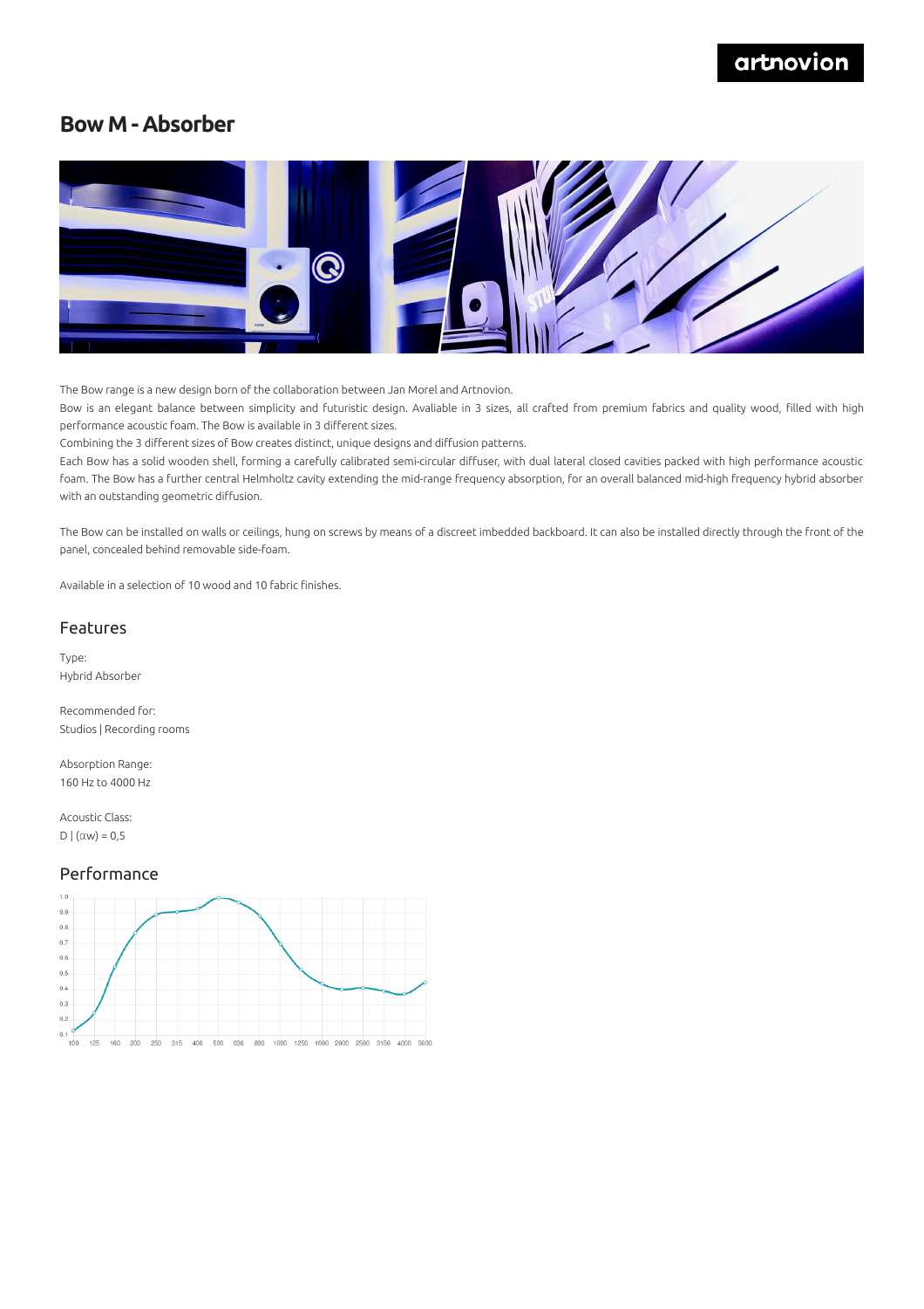# Bow M - Absorber

The Bow range is a new design born of the collaboration between Jan Morel and Artnovion.

Bow is an elegant balance between simplicity and futuristic design. Avaliable in 3 sizes, all crafted from premium fabrics and quality wood, filled with high performance acoustic foam. The Bow is available in 3 different sizes.

Combining the 3 different sizes of Bow creates distinct, unique designs and diffusion patterns.

Each Bow has a solid wooden shell, forming a carefully calibrated semi-circular diffuser, with dual lateral closed cavities packed with high performance acoustic foam. The Bow has a further central Helmholtz cavity extending the mid-range frequency absorption, for an overall balanced mid-high frequency hybrid absorber with an outstanding geometric diffusion.

The Bow can be installed on walls or ceilings, hung on screws by means of a discreet imbedded backboard. It can also be installed directly through the front of the panel, concealed behind removable side-foam.

Available in a selection of 10 wood and 10 fabric finishes.

## Features

Type:
Hybrid Absorber

Recommended for:
Studios | Recording rooms

Absorption Range:
160 Hz to 4000 Hz

Acoustic Class:
D | (αw) = 0,5

## Performance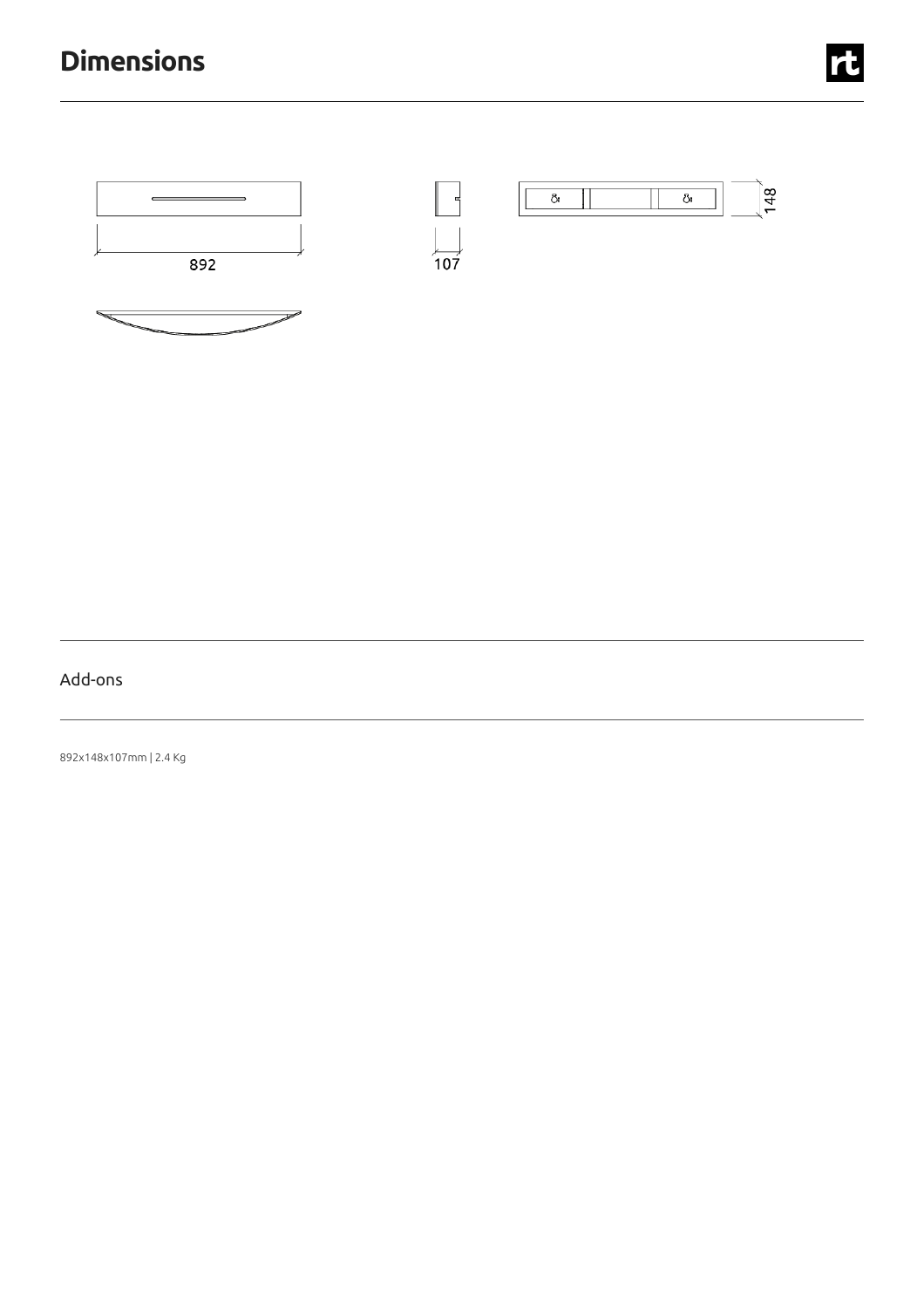# Dimensions

892

107

148

Add-ons

892x148x107mm | 2.4 Kg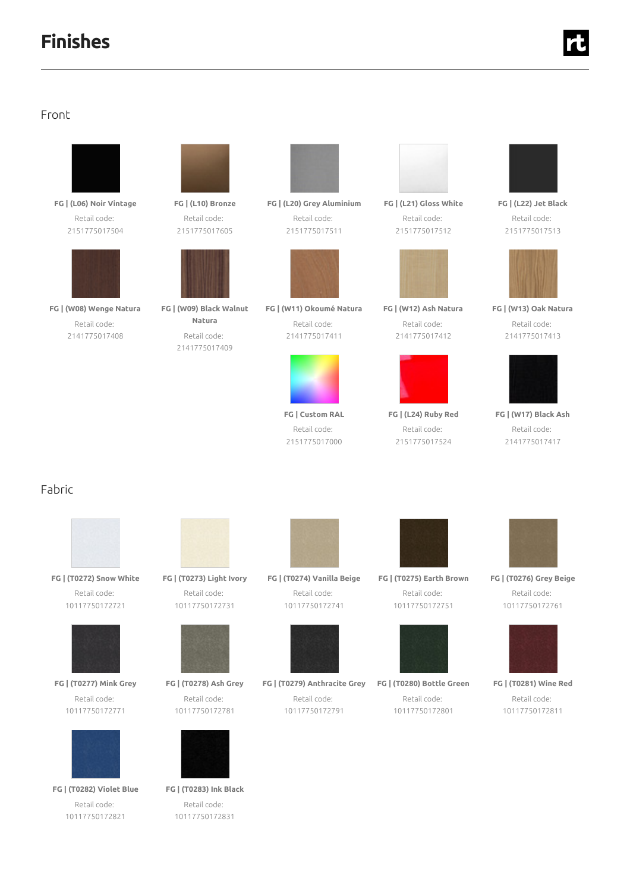# Finishes

## Front

**FG | (L06) Noir Vintage**
Retail code:
2151775017504

**FG | (L10) Bronze**
Retail code:
2151775017605

**FG | (L20) Grey Aluminium**
Retail code:
2151775017511

**FG | (L21) Gloss White**
Retail code:
2151775017512

**FG | (L22) Jet Black**
Retail code:
2151775017513

**FG | (W08) Wenge Natura**
Retail code:
2141775017408

**FG | (W09) Black Walnut Natura**
Retail code:
2141775017409

**FG | (W11) Okoumé Natura**
Retail code:
2141775017411

**FG | (W12) Ash Natura**
Retail code:
2141775017412

**FG | (W13) Oak Natura**
Retail code:
2141775017413

**FG | Custom RAL**
Retail code:
2151775017000

**FG | (L24) Ruby Red**
Retail code:
2151775017524

**FG | (W17) Black Ash**
Retail code:
2141775017417

## Fabric

**FG | (T0272) Snow White**
Retail code:
10117750172721

**FG | (T0273) Light Ivory**
Retail code:
10117750172731

**FG | (T0274) Vanilla Beige**
Retail code:
10117750172741

**FG | (T0275) Earth Brown**
Retail code:
10117750172751

**FG | (T0276) Grey Beige**
Retail code:
10117750172761

**FG | (T0277) Mink Grey**
Retail code:
10117750172771

**FG | (T0278) Ash Grey**
Retail code:
10117750172781

**FG | (T0279) Anthracite Grey**
Retail code:
10117750172791

**FG | (T0280) Bottle Green**
Retail code:
10117750172801

**FG | (T0281) Wine Red**
Retail code:
10117750172811

**FG | (T0282) Violet Blue**
Retail code:
10117750172821

**FG | (T0283) Ink Black**
Retail code:
10117750172831